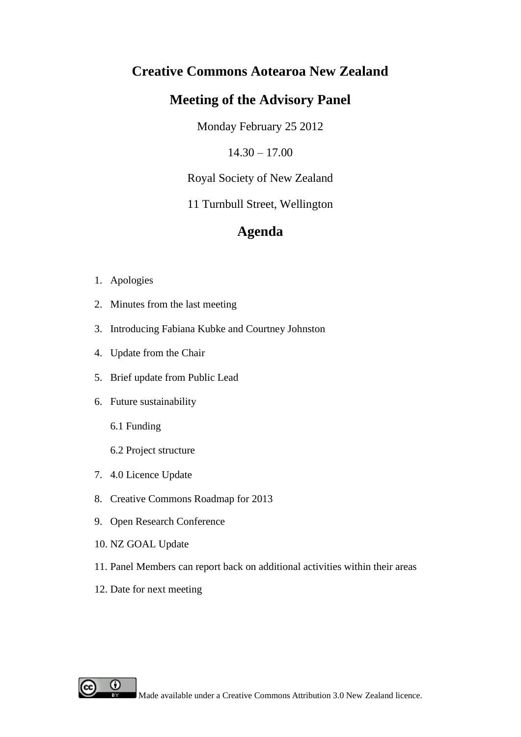# Creative Commons Aotearoa New Zealand

## Meeting of the Advisory Panel

Monday February 25 2012

14.30 – 17.00

Royal Society of New Zealand

11 Turnbull Street, Wellington

## Agenda

1. Apologies
2. Minutes from the last meeting
3. Introducing Fabiana Kubke and Courtney Johnston
4. Update from the Chair
5. Brief update from Public Lead
6. Future sustainability

   6.1 Funding

   6.2 Project structure
7. 4.0 Licence Update
8. Creative Commons Roadmap for 2013
9. Open Research Conference
10. NZ GOAL Update
11. Panel Members can report back on additional activities within their areas
12. Date for next meeting

Made available under a Creative Commons Attribution 3.0 New Zealand licence.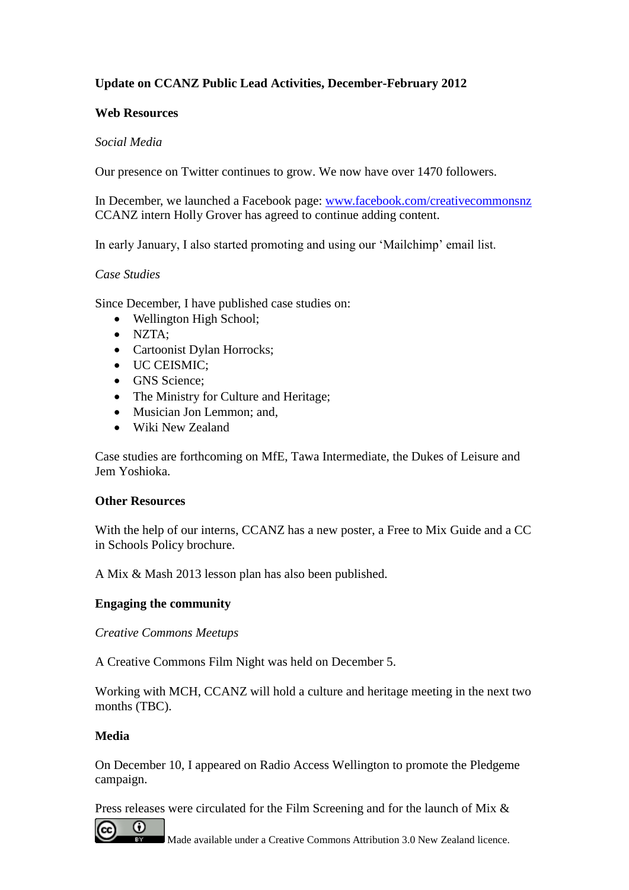**Update on CCANZ Public Lead Activities, December-February 2012**

**Web Resources**

*Social Media*

Our presence on Twitter continues to grow. We now have over 1470 followers.

In December, we launched a Facebook page: [www.facebook.com/creativecommonsnz](http://www.facebook.com/creativecommonsnz) CCANZ intern Holly Grover has agreed to continue adding content.

In early January, I also started promoting and using our 'Mailchimp' email list.

*Case Studies*

Since December, I have published case studies on:

- Wellington High School;
- NZTA;
- Cartoonist Dylan Horrocks;
- UC CEISMIC;
- GNS Science;
- The Ministry for Culture and Heritage;
- Musician Jon Lemmon; and,
- Wiki New Zealand

Case studies are forthcoming on MfE, Tawa Intermediate, the Dukes of Leisure and Jem Yoshioka.

**Other Resources**

With the help of our interns, CCANZ has a new poster, a Free to Mix Guide and a CC in Schools Policy brochure.

A Mix & Mash 2013 lesson plan has also been published.

**Engaging the community**

*Creative Commons Meetups*

A Creative Commons Film Night was held on December 5.

Working with MCH, CCANZ will hold a culture and heritage meeting in the next two months (TBC).

**Media**

On December 10, I appeared on Radio Access Wellington to promote the Pledgeme campaign.

Press releases were circulated for the Film Screening and for the launch of Mix &

Made available under a Creative Commons Attribution 3.0 New Zealand licence.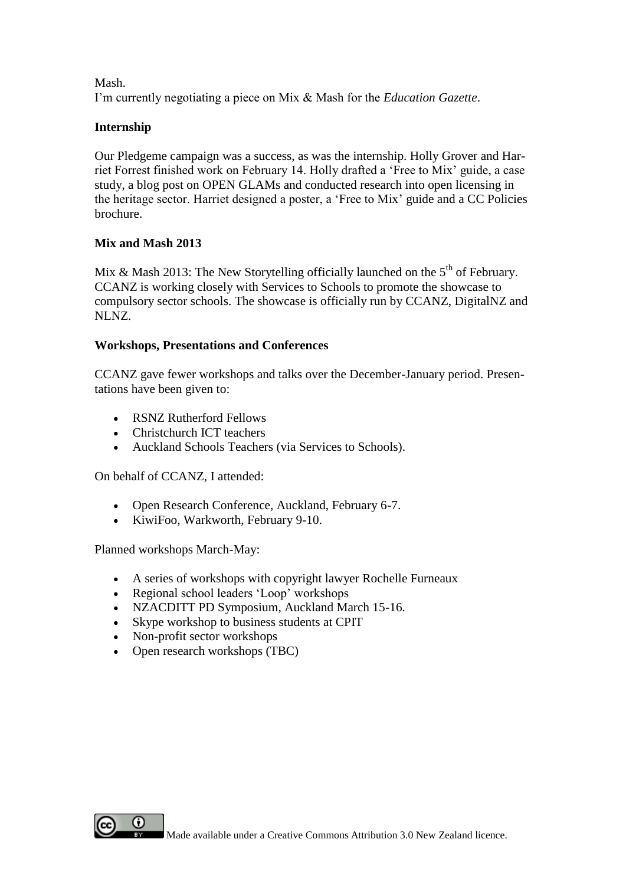Mash.

I'm currently negotiating a piece on Mix & Mash for the *Education Gazette*.

**Internship**

Our Pledgeme campaign was a success, as was the internship. Holly Grover and Harriet Forrest finished work on February 14. Holly drafted a 'Free to Mix' guide, a case study, a blog post on OPEN GLAMs and conducted research into open licensing in the heritage sector. Harriet designed a poster, a 'Free to Mix' guide and a CC Policies brochure.

**Mix and Mash 2013**

Mix & Mash 2013: The New Storytelling officially launched on the 5th of February. CCANZ is working closely with Services to Schools to promote the showcase to compulsory sector schools. The showcase is officially run by CCANZ, DigitalNZ and NLNZ.

**Workshops, Presentations and Conferences**

CCANZ gave fewer workshops and talks over the December-January period. Presentations have been given to:

- RSNZ Rutherford Fellows
- Christchurch ICT teachers
- Auckland Schools Teachers (via Services to Schools).

On behalf of CCANZ, I attended:

- Open Research Conference, Auckland, February 6-7.
- KiwiFoo, Warkworth, February 9-10.

Planned workshops March-May:

- A series of workshops with copyright lawyer Rochelle Furneaux
- Regional school leaders 'Loop' workshops
- NZACDITT PD Symposium, Auckland March 15-16.
- Skype workshop to business students at CPIT
- Non-profit sector workshops
- Open research workshops (TBC)

Made available under a Creative Commons Attribution 3.0 New Zealand licence.